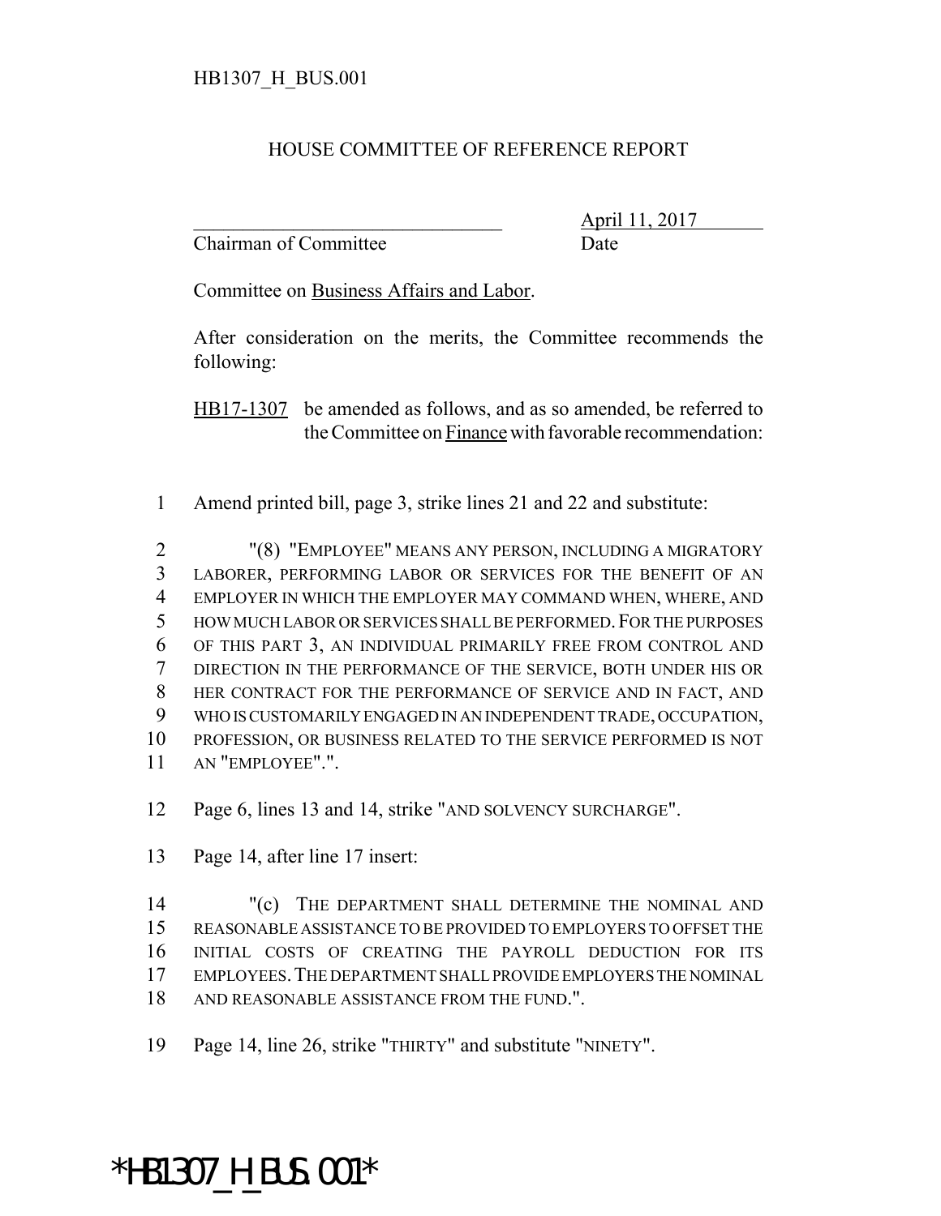HB1307_H_BUS.001

# HOUSE COMMITTEE OF REFERENCE REPORT

________________________________ April 11, 2017
Chairman of Committee Date

Committee on Business Affairs and Labor.

After consideration on the merits, the Committee recommends the following:

HB17-1307 be amended as follows, and as so amended, be referred to the Committee on Finance with favorable recommendation:

1 Amend printed bill, page 3, strike lines 21 and 22 and substitute:

2 "(8) "EMPLOYEE" MEANS ANY PERSON, INCLUDING A MIGRATORY
3 LABORER, PERFORMING LABOR OR SERVICES FOR THE BENEFIT OF AN
4 EMPLOYER IN WHICH THE EMPLOYER MAY COMMAND WHEN, WHERE, AND
5 HOW MUCH LABOR OR SERVICES SHALL BE PERFORMED. FOR THE PURPOSES
6 OF THIS PART 3, AN INDIVIDUAL PRIMARILY FREE FROM CONTROL AND
7 DIRECTION IN THE PERFORMANCE OF THE SERVICE, BOTH UNDER HIS OR
8 HER CONTRACT FOR THE PERFORMANCE OF SERVICE AND IN FACT, AND
9 WHO IS CUSTOMARILY ENGAGED IN AN INDEPENDENT TRADE, OCCUPATION,
10 PROFESSION, OR BUSINESS RELATED TO THE SERVICE PERFORMED IS NOT
11 AN "EMPLOYEE".".

12 Page 6, lines 13 and 14, strike "AND SOLVENCY SURCHARGE".

13 Page 14, after line 17 insert:

14 "(c) THE DEPARTMENT SHALL DETERMINE THE NOMINAL AND
15 REASONABLE ASSISTANCE TO BE PROVIDED TO EMPLOYERS TO OFFSET THE
16 INITIAL COSTS OF CREATING THE PAYROLL DEDUCTION FOR ITS
17 EMPLOYEES. THE DEPARTMENT SHALL PROVIDE EMPLOYERS THE NOMINAL
18 AND REASONABLE ASSISTANCE FROM THE FUND.".

19 Page 14, line 26, strike "THIRTY" and substitute "NINETY".

*HB1307_H_BUS.001*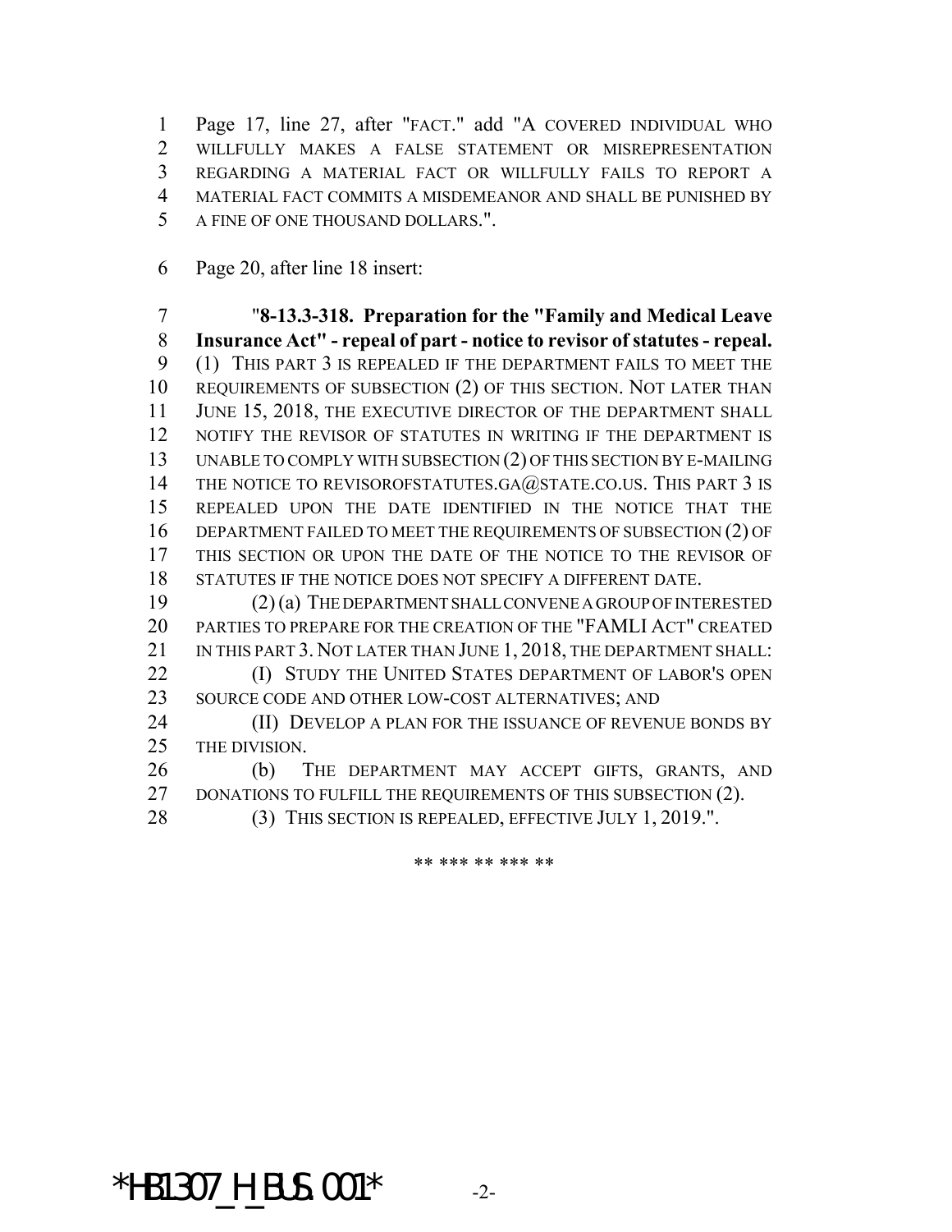Page 17, line 27, after "FACT." add "A COVERED INDIVIDUAL WHO WILLFULLY MAKES A FALSE STATEMENT OR MISREPRESENTATION REGARDING A MATERIAL FACT OR WILLFULLY FAILS TO REPORT A MATERIAL FACT COMMITS A MISDEMEANOR AND SHALL BE PUNISHED BY A FINE OF ONE THOUSAND DOLLARS.".

Page 20, after line 18 insert:

"**8-13.3-318. Preparation for the "Family and Medical Leave Insurance Act" - repeal of part - notice to revisor of statutes - repeal.** (1) THIS PART 3 IS REPEALED IF THE DEPARTMENT FAILS TO MEET THE REQUIREMENTS OF SUBSECTION (2) OF THIS SECTION. NOT LATER THAN JUNE 15, 2018, THE EXECUTIVE DIRECTOR OF THE DEPARTMENT SHALL NOTIFY THE REVISOR OF STATUTES IN WRITING IF THE DEPARTMENT IS UNABLE TO COMPLY WITH SUBSECTION (2) OF THIS SECTION BY E-MAILING THE NOTICE TO REVISOROFSTATUTES.GA@STATE.CO.US. THIS PART 3 IS REPEALED UPON THE DATE IDENTIFIED IN THE NOTICE THAT THE DEPARTMENT FAILED TO MEET THE REQUIREMENTS OF SUBSECTION (2) OF THIS SECTION OR UPON THE DATE OF THE NOTICE TO THE REVISOR OF STATUTES IF THE NOTICE DOES NOT SPECIFY A DIFFERENT DATE.

(2) (a) THE DEPARTMENT SHALL CONVENE A GROUP OF INTERESTED PARTIES TO PREPARE FOR THE CREATION OF THE "FAMLI ACT" CREATED IN THIS PART 3. NOT LATER THAN JUNE 1, 2018, THE DEPARTMENT SHALL:

(I) STUDY THE UNITED STATES DEPARTMENT OF LABOR'S OPEN SOURCE CODE AND OTHER LOW-COST ALTERNATIVES; AND

(II) DEVELOP A PLAN FOR THE ISSUANCE OF REVENUE BONDS BY THE DIVISION.

(b) THE DEPARTMENT MAY ACCEPT GIFTS, GRANTS, AND DONATIONS TO FULFILL THE REQUIREMENTS OF THIS SUBSECTION (2).

(3) THIS SECTION IS REPEALED, EFFECTIVE JULY 1, 2019.".

** *** ** *** **

*HB1307_H_BUS.001*